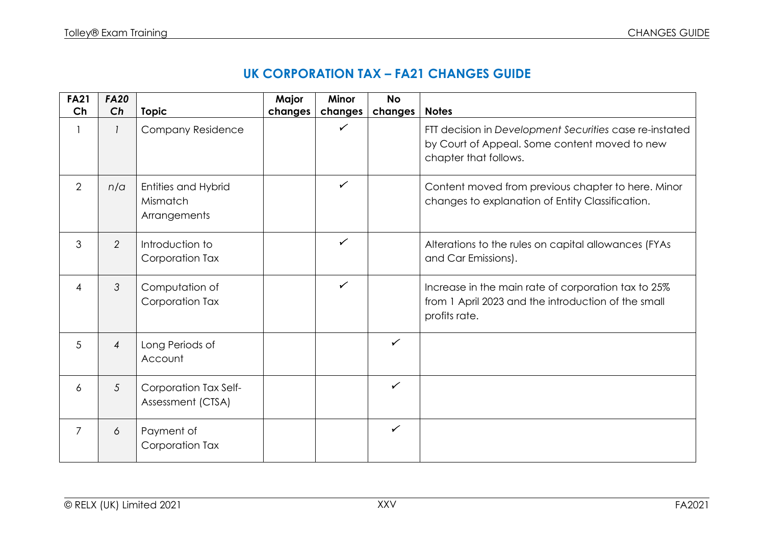## UK CORPORATION TAX – FA21 CHANGES GUIDE

| FA21 Ch | *FA20 Ch* | Topic | Major changes | Minor changes | No changes | Notes |
|---|---|---|---|---|---|---|
| 1 | *1* | Company Residence | | ✓ | | FTT decision in *Development Securities* case re-instated by Court of Appeal. Some content moved to new chapter that follows. |
| 2 | *n/a* | Entities and Hybrid Mismatch Arrangements | | ✓ | | Content moved from previous chapter to here. Minor changes to explanation of Entity Classification. |
| 3 | *2* | Introduction to Corporation Tax | | ✓ | | Alterations to the rules on capital allowances (FYAs and Car Emissions). |
| 4 | *3* | Computation of Corporation Tax | | ✓ | | Increase in the main rate of corporation tax to 25% from 1 April 2023 and the introduction of the small profits rate. |
| 5 | *4* | Long Periods of Account | | | ✓ | |
| 6 | *5* | Corporation Tax Self-Assessment (CTSA) | | | ✓ | |
| 7 | *6* | Payment of Corporation Tax | | | ✓ | |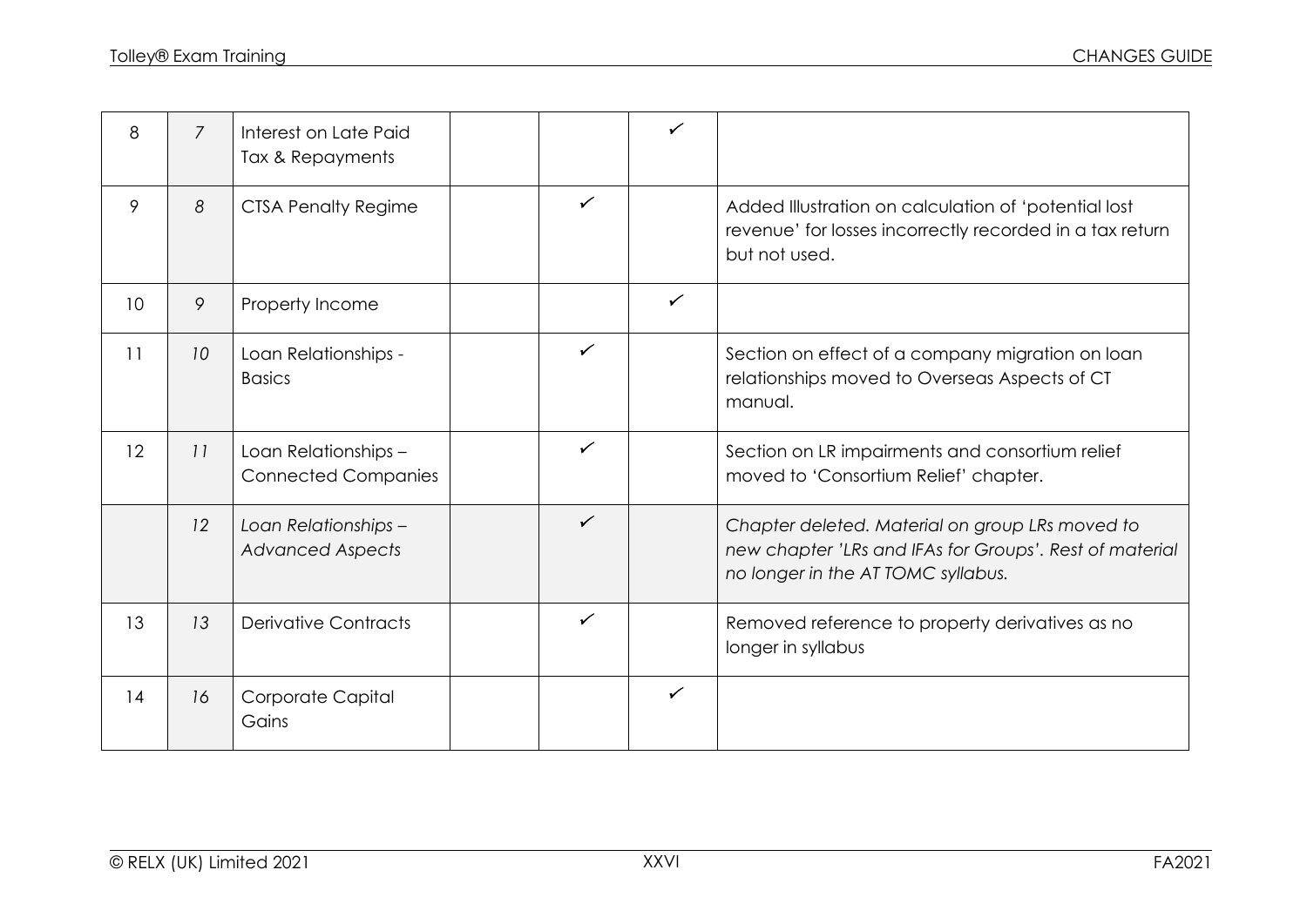| | | | | | | |
|---|---|---|---|---|---|---|
| 8 | *7* | Interest on Late Paid Tax & Repayments | | | ✓ | |
| 9 | *8* | CTSA Penalty Regime | | ✓ | | Added Illustration on calculation of 'potential lost revenue' for losses incorrectly recorded in a tax return but not used. |
| 10 | *9* | Property Income | | | ✓ | |
| 11 | *10* | Loan Relationships - Basics | | ✓ | | Section on effect of a company migration on loan relationships moved to Overseas Aspects of CT manual. |
| 12 | *11* | Loan Relationships – Connected Companies | | ✓ | | Section on LR impairments and consortium relief moved to 'Consortium Relief' chapter. |
| | *12* | *Loan Relationships – Advanced Aspects* | | ✓ | | *Chapter deleted. Material on group LRs moved to new chapter 'LRs and IFAs for Groups'. Rest of material no longer in the AT TOMC syllabus.* |
| 13 | *13* | Derivative Contracts | | ✓ | | Removed reference to property derivatives as no longer in syllabus |
| 14 | *16* | Corporate Capital Gains | | | ✓ | |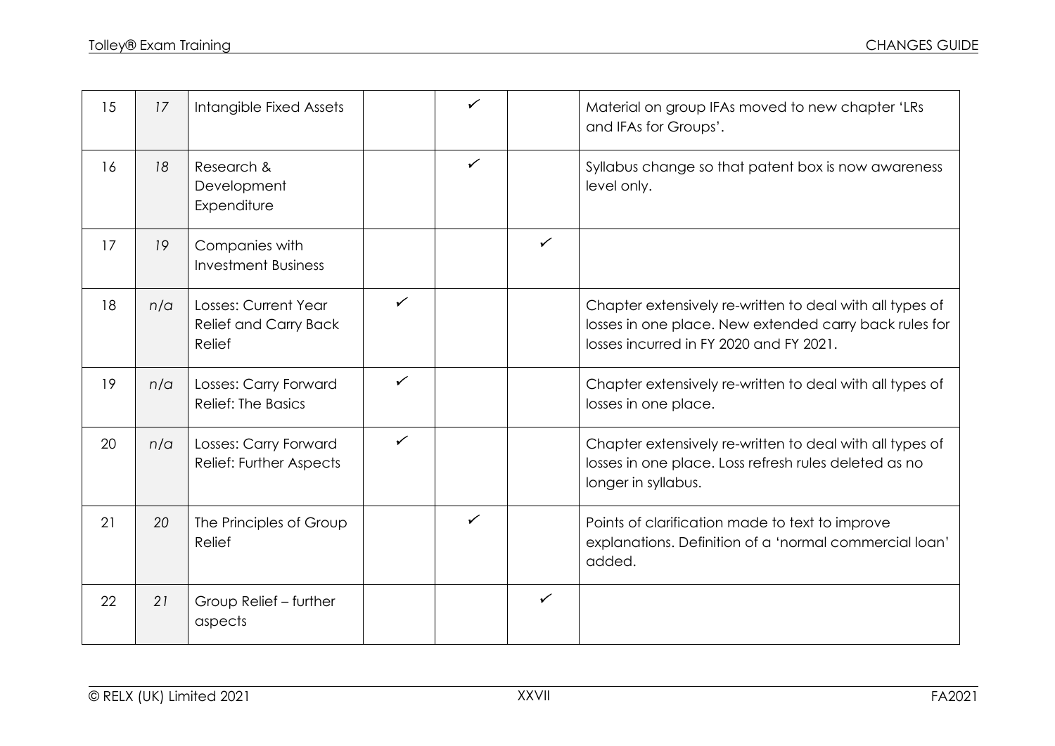| | | | | | | |
|---|---|---|---|---|---|---|
| 15 | 17 | Intangible Fixed Assets | | ✓ | | Material on group IFAs moved to new chapter 'LRs and IFAs for Groups'. |
| 16 | 18 | Research & Development Expenditure | | ✓ | | Syllabus change so that patent box is now awareness level only. |
| 17 | 19 | Companies with Investment Business | | | ✓ | |
| 18 | n/a | Losses: Current Year Relief and Carry Back Relief | ✓ | | | Chapter extensively re-written to deal with all types of losses in one place. New extended carry back rules for losses incurred in FY 2020 and FY 2021. |
| 19 | n/a | Losses: Carry Forward Relief: The Basics | ✓ | | | Chapter extensively re-written to deal with all types of losses in one place. |
| 20 | n/a | Losses: Carry Forward Relief: Further Aspects | ✓ | | | Chapter extensively re-written to deal with all types of losses in one place. Loss refresh rules deleted as no longer in syllabus. |
| 21 | 20 | The Principles of Group Relief | | ✓ | | Points of clarification made to text to improve explanations. Definition of a 'normal commercial loan' added. |
| 22 | 21 | Group Relief – further aspects | | | ✓ | |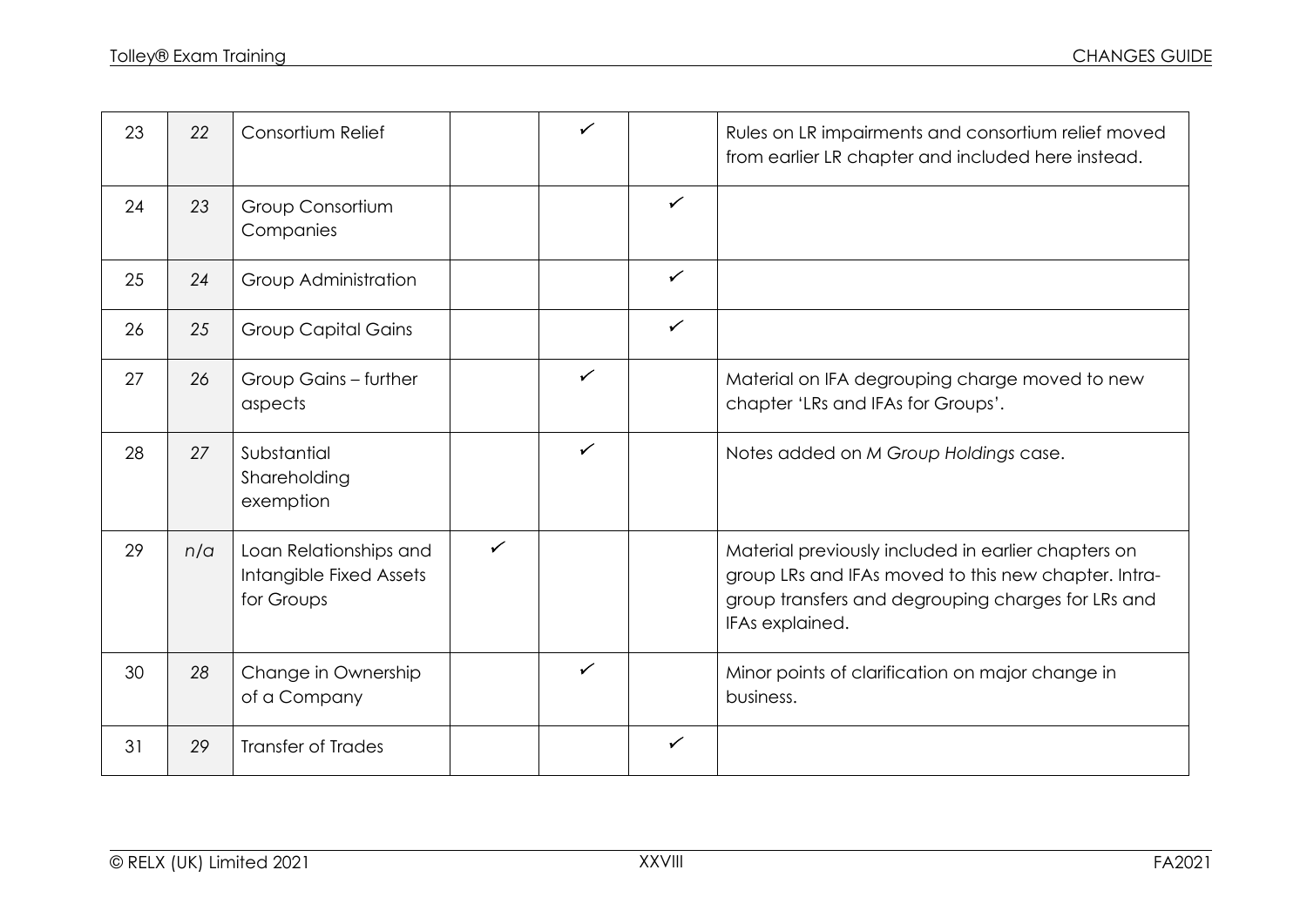| | | | | | | |
|---|---|---|---|---|---|---|
| 23 | 22 | Consortium Relief | | ✓ | | Rules on LR impairments and consortium relief moved from earlier LR chapter and included here instead. |
| 24 | 23 | Group Consortium Companies | | | ✓ | |
| 25 | 24 | Group Administration | | | ✓ | |
| 26 | 25 | Group Capital Gains | | | ✓ | |
| 27 | 26 | Group Gains – further aspects | | ✓ | | Material on IFA degrouping charge moved to new chapter 'LRs and IFAs for Groups'. |
| 28 | 27 | Substantial Shareholding exemption | | ✓ | | Notes added on *M Group Holdings* case. |
| 29 | n/a | Loan Relationships and Intangible Fixed Assets for Groups | ✓ | | | Material previously included in earlier chapters on group LRs and IFAs moved to this new chapter. Intra-group transfers and degrouping charges for LRs and IFAs explained. |
| 30 | 28 | Change in Ownership of a Company | | ✓ | | Minor points of clarification on major change in business. |
| 31 | 29 | Transfer of Trades | | | ✓ | |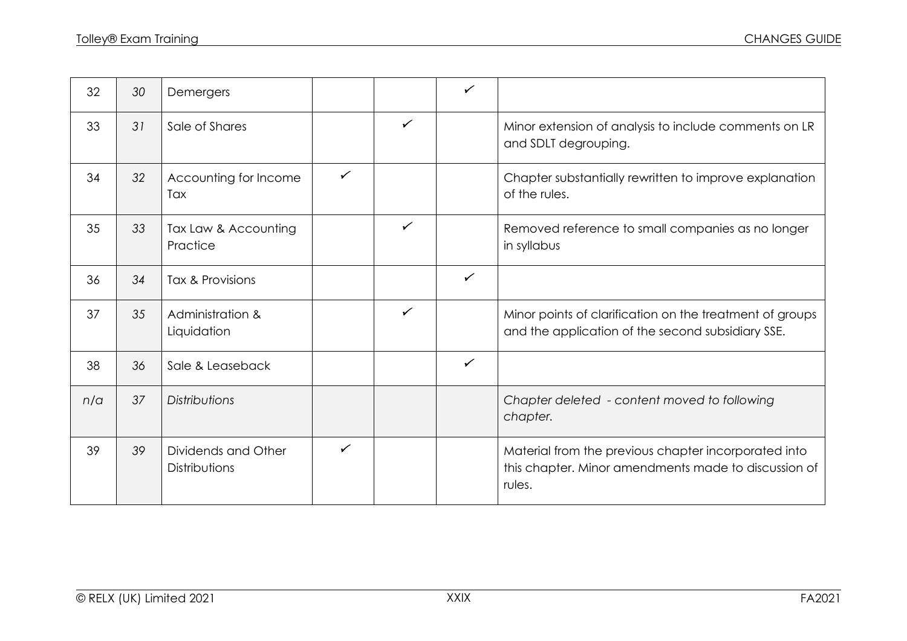| 32 | 30 | Demergers | | | ✓ | |
|---|---|---|---|---|---|---|
| 33 | 31 | Sale of Shares | | ✓ | | Minor extension of analysis to include comments on LR and SDLT degrouping. |
| 34 | 32 | Accounting for Income Tax | ✓ | | | Chapter substantially rewritten to improve explanation of the rules. |
| 35 | 33 | Tax Law & Accounting Practice | | ✓ | | Removed reference to small companies as no longer in syllabus |
| 36 | 34 | Tax & Provisions | | | ✓ | |
| 37 | 35 | Administration & Liquidation | | ✓ | | Minor points of clarification on the treatment of groups and the application of the second subsidiary SSE. |
| 38 | 36 | Sale & Leaseback | | | ✓ | |
| *n/a* | *37* | *Distributions* | | | | *Chapter deleted - content moved to following chapter.* |
| 39 | 39 | Dividends and Other Distributions | ✓ | | | Material from the previous chapter incorporated into this chapter. Minor amendments made to discussion of rules. |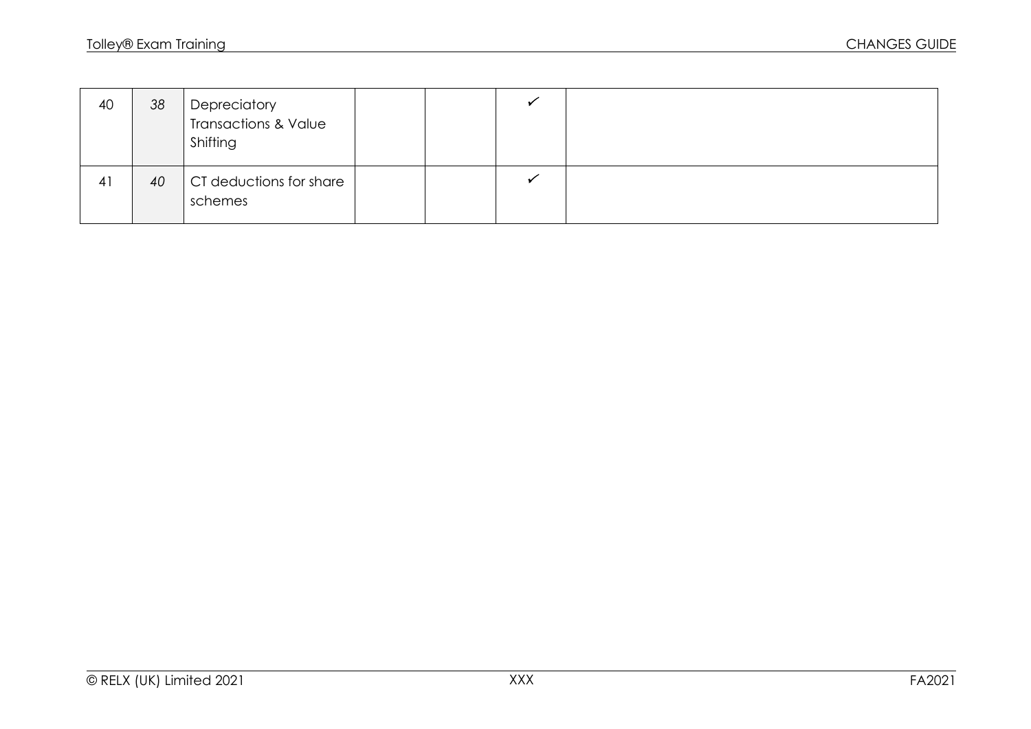| | | | | | | |
|---|---|---|---|---|---|---|
| 40 | *38* | Depreciatory Transactions & Value Shifting | | | ✓ | |
| 41 | *40* | CT deductions for share schemes | | | ✓ | |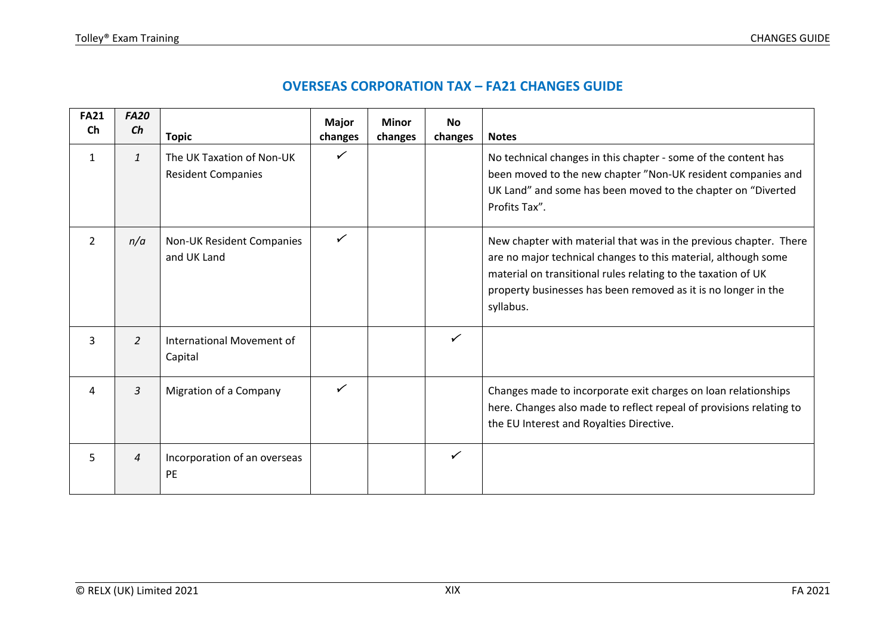## OVERSEAS CORPORATION TAX – FA21 CHANGES GUIDE

| FA21 Ch | *FA20 Ch* | Topic | Major changes | Minor changes | No changes | Notes |
|---|---|---|---|---|---|---|
| 1 | *1* | The UK Taxation of Non-UK Resident Companies | ✓ | | | No technical changes in this chapter - some of the content has been moved to the new chapter "Non-UK resident companies and UK Land" and some has been moved to the chapter on "Diverted Profits Tax". |
| 2 | *n/a* | Non-UK Resident Companies and UK Land | ✓ | | | New chapter with material that was in the previous chapter. There are no major technical changes to this material, although some material on transitional rules relating to the taxation of UK property businesses has been removed as it is no longer in the syllabus. |
| 3 | *2* | International Movement of Capital | | | ✓ | |
| 4 | *3* | Migration of a Company | ✓ | | | Changes made to incorporate exit charges on loan relationships here. Changes also made to reflect repeal of provisions relating to the EU Interest and Royalties Directive. |
| 5 | *4* | Incorporation of an overseas PE | | | ✓ | |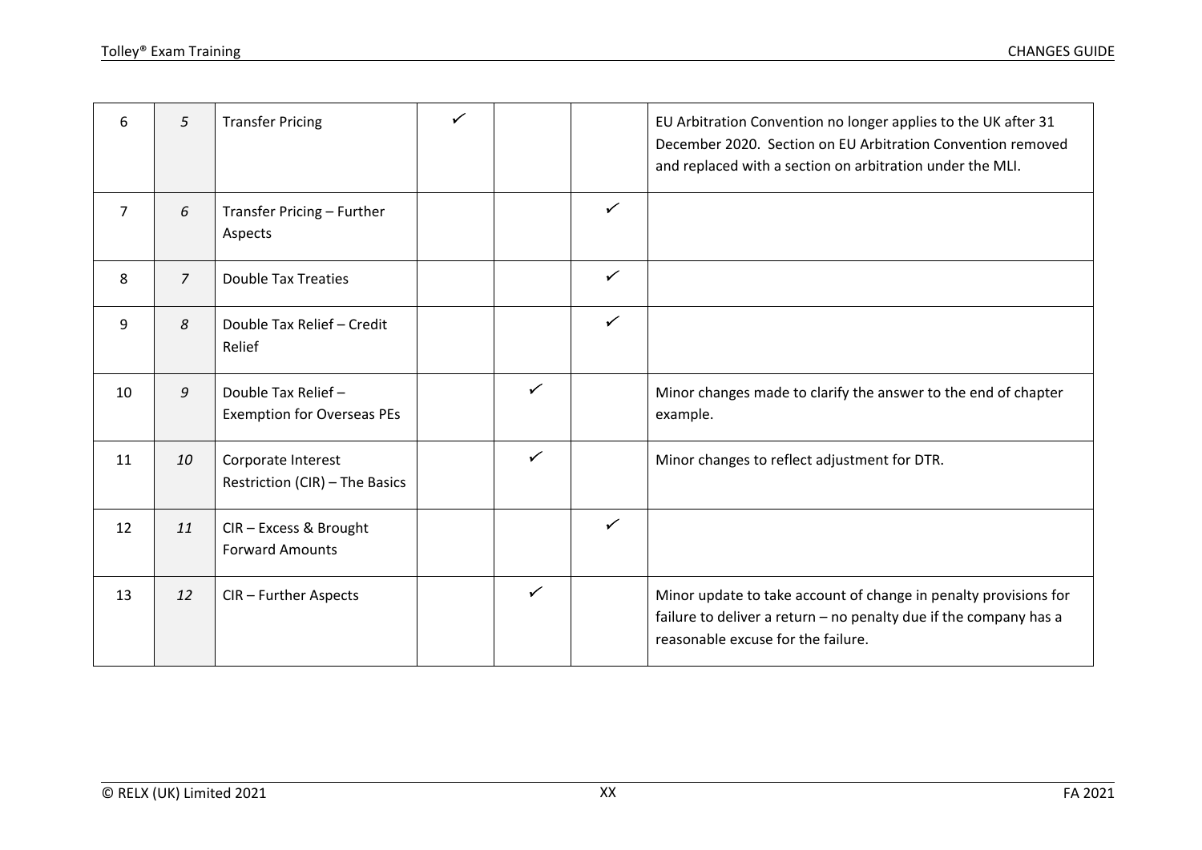| | | | | | | |
|---|---|---|---|---|---|---|
| 6 | *5* | Transfer Pricing | ✓ | | | EU Arbitration Convention no longer applies to the UK after 31 December 2020. Section on EU Arbitration Convention removed and replaced with a section on arbitration under the MLI. |
| 7 | *6* | Transfer Pricing – Further Aspects | | | ✓ | |
| 8 | *7* | Double Tax Treaties | | | ✓ | |
| 9 | *8* | Double Tax Relief – Credit Relief | | | ✓ | |
| 10 | *9* | Double Tax Relief – Exemption for Overseas PEs | | ✓ | | Minor changes made to clarify the answer to the end of chapter example. |
| 11 | *10* | Corporate Interest Restriction (CIR) – The Basics | | ✓ | | Minor changes to reflect adjustment for DTR. |
| 12 | *11* | CIR – Excess & Brought Forward Amounts | | | ✓ | |
| 13 | *12* | CIR – Further Aspects | | ✓ | | Minor update to take account of change in penalty provisions for failure to deliver a return – no penalty due if the company has a reasonable excuse for the failure. |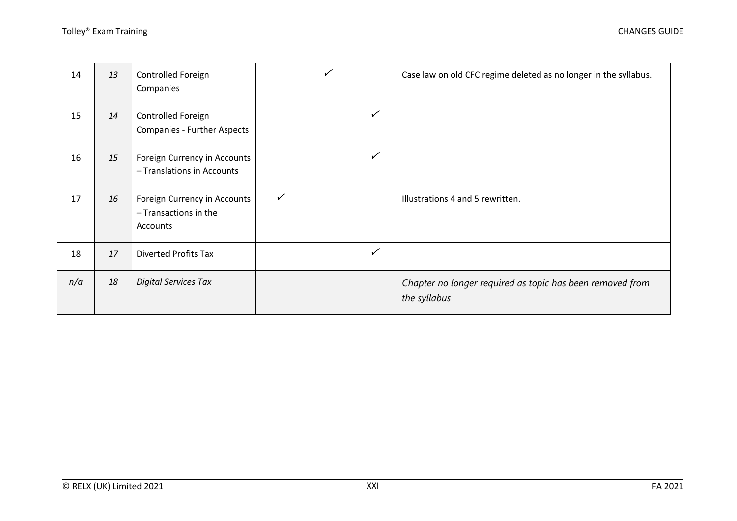| | | | | | | |
|---|---|---|---|---|---|---|
| 14 | *13* | Controlled Foreign Companies | | ✓ | | Case law on old CFC regime deleted as no longer in the syllabus. |
| 15 | *14* | Controlled Foreign Companies - Further Aspects | | | ✓ | |
| 16 | *15* | Foreign Currency in Accounts – Translations in Accounts | | | ✓ | |
| 17 | *16* | Foreign Currency in Accounts – Transactions in the Accounts | ✓ | | | Illustrations 4 and 5 rewritten. |
| 18 | *17* | Diverted Profits Tax | | | ✓ | |
| *n/a* | *18* | *Digital Services Tax* | | | | *Chapter no longer required as topic has been removed from the syllabus* |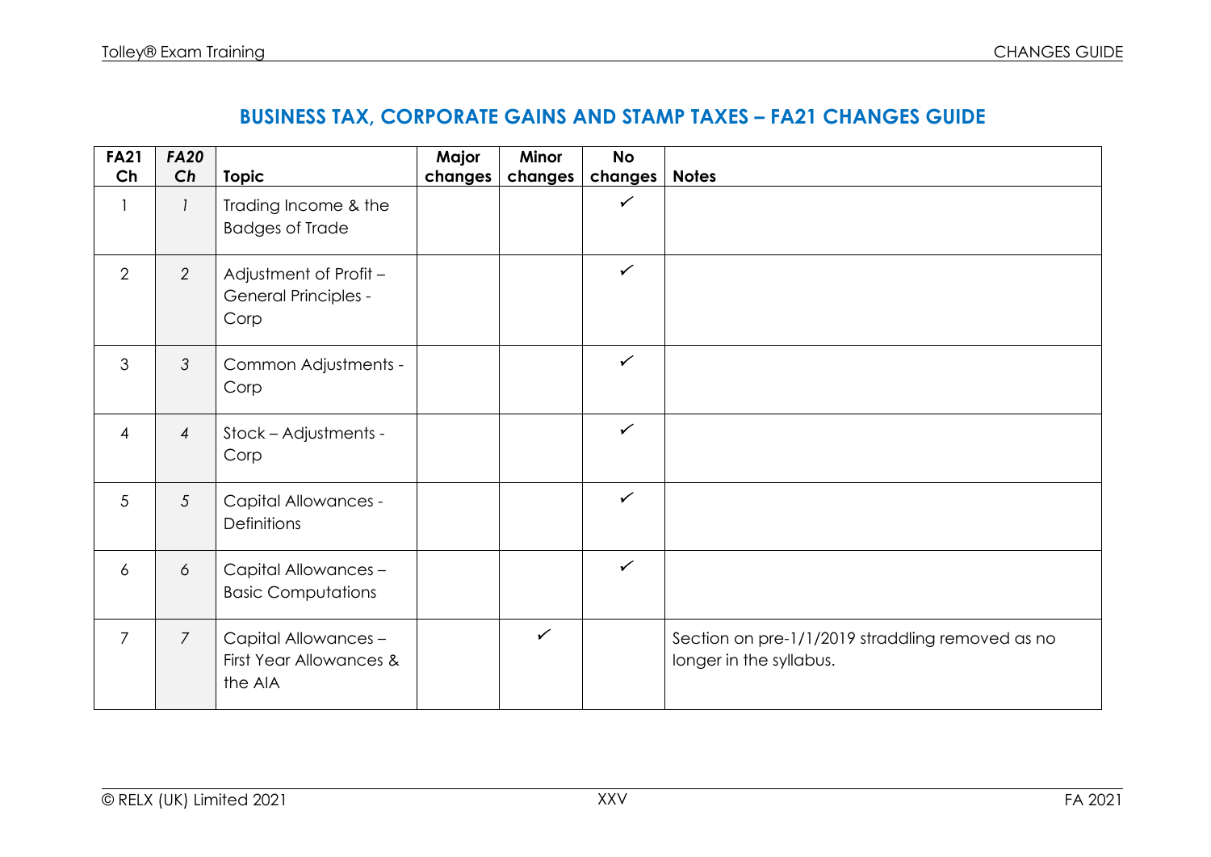## BUSINESS TAX, CORPORATE GAINS AND STAMP TAXES – FA21 CHANGES GUIDE

| FA21 Ch | *FA20 Ch* | Topic | Major changes | Minor changes | No changes | Notes |
|---|---|---|---|---|---|---|
| 1 | *1* | Trading Income & the Badges of Trade | | | ✓ | |
| 2 | *2* | Adjustment of Profit – General Principles - Corp | | | ✓ | |
| 3 | *3* | Common Adjustments - Corp | | | ✓ | |
| 4 | *4* | Stock – Adjustments - Corp | | | ✓ | |
| 5 | *5* | Capital Allowances - Definitions | | | ✓ | |
| 6 | *6* | Capital Allowances – Basic Computations | | | ✓ | |
| 7 | *7* | Capital Allowances – First Year Allowances & the AIA | | ✓ | | Section on pre-1/1/2019 straddling removed as no longer in the syllabus. |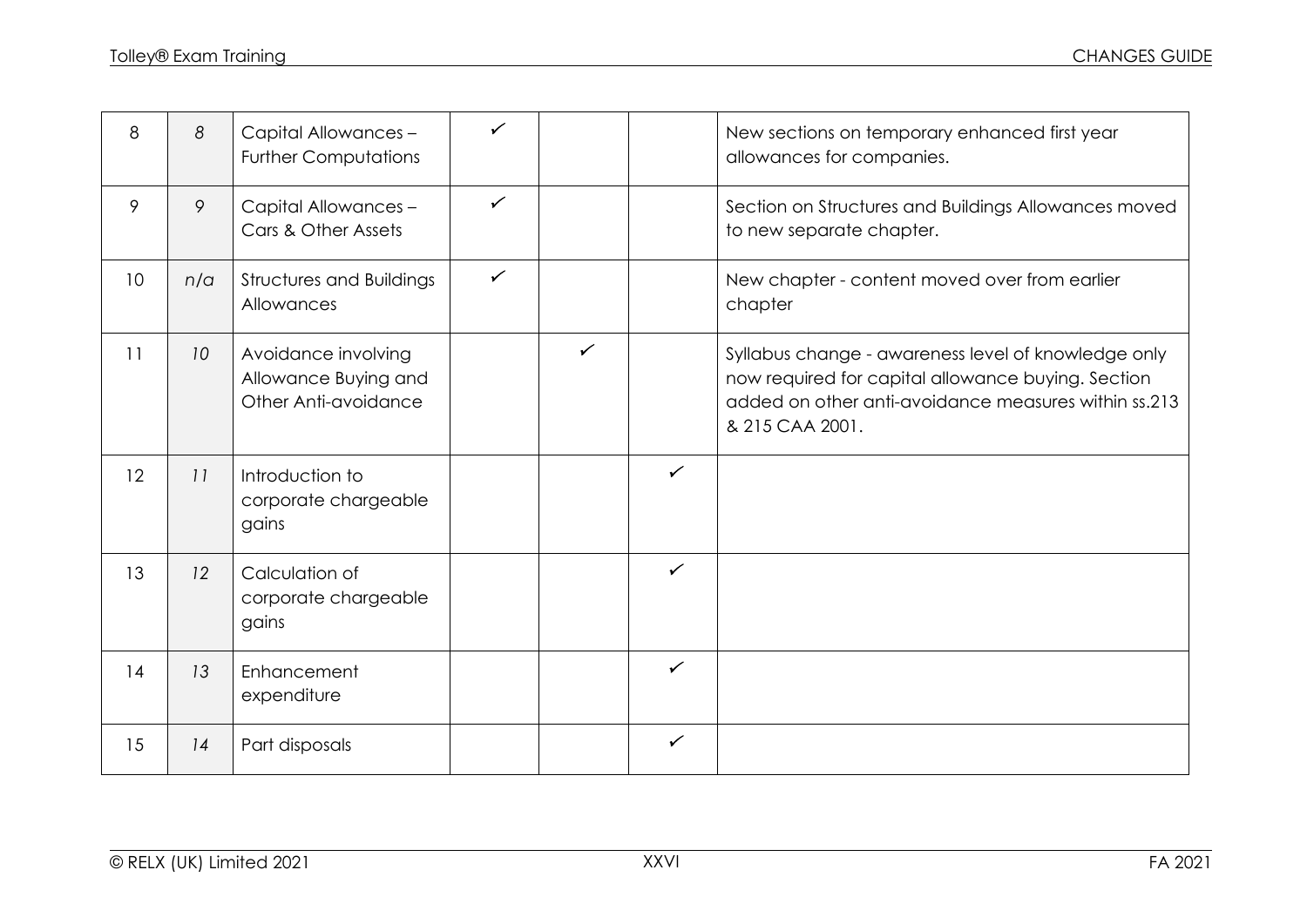| 8 | *8* | Capital Allowances – Further Computations | ✓ | | | New sections on temporary enhanced first year allowances for companies. |
|---|---|---|---|---|---|---|
| 9 | *9* | Capital Allowances – Cars & Other Assets | ✓ | | | Section on Structures and Buildings Allowances moved to new separate chapter. |
| 10 | *n/a* | Structures and Buildings Allowances | ✓ | | | New chapter - content moved over from earlier chapter |
| 11 | *10* | Avoidance involving Allowance Buying and Other Anti-avoidance | | ✓ | | Syllabus change - awareness level of knowledge only now required for capital allowance buying. Section added on other anti-avoidance measures within ss.213 & 215 CAA 2001. |
| 12 | *11* | Introduction to corporate chargeable gains | | | ✓ | |
| 13 | *12* | Calculation of corporate chargeable gains | | | ✓ | |
| 14 | *13* | Enhancement expenditure | | | ✓ | |
| 15 | *14* | Part disposals | | | ✓ | |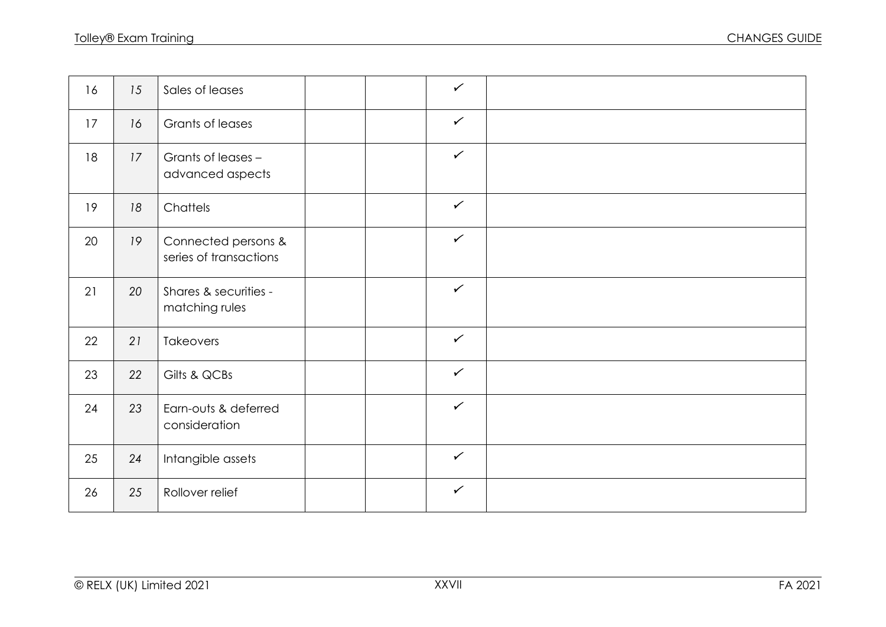| 16 | *15* | Sales of leases | | | ✓ | |
|---|---|---|---|---|---|---|
| 17 | *16* | Grants of leases | | | ✓ | |
| 18 | *17* | Grants of leases – advanced aspects | | | ✓ | |
| 19 | *18* | Chattels | | | ✓ | |
| 20 | *19* | Connected persons & series of transactions | | | ✓ | |
| 21 | *20* | Shares & securities - matching rules | | | ✓ | |
| 22 | *21* | Takeovers | | | ✓ | |
| 23 | *22* | Gilts & QCBs | | | ✓ | |
| 24 | *23* | Earn-outs & deferred consideration | | | ✓ | |
| 25 | *24* | Intangible assets | | | ✓ | |
| 26 | *25* | Rollover relief | | | ✓ | |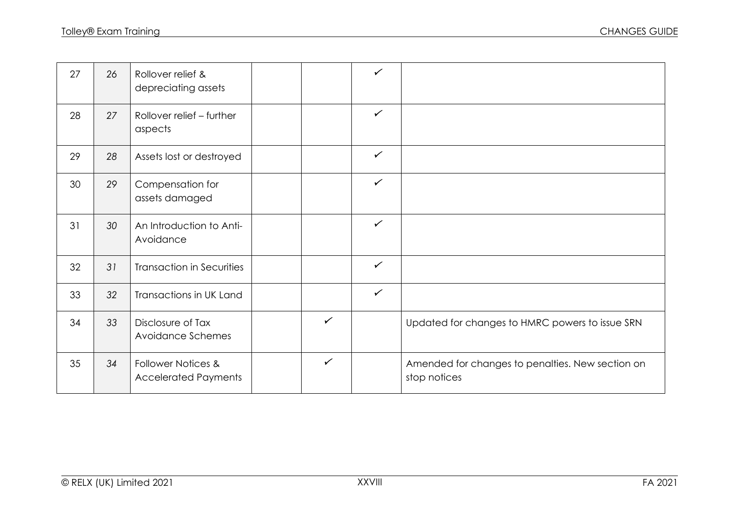| 27 | 26 | Rollover relief & depreciating assets | | | ✓ | |
|---|---|---|---|---|---|---|
| 28 | 27 | Rollover relief – further aspects | | | ✓ | |
| 29 | 28 | Assets lost or destroyed | | | ✓ | |
| 30 | 29 | Compensation for assets damaged | | | ✓ | |
| 31 | 30 | An Introduction to Anti-Avoidance | | | ✓ | |
| 32 | 31 | Transaction in Securities | | | ✓ | |
| 33 | 32 | Transactions in UK Land | | | ✓ | |
| 34 | 33 | Disclosure of Tax Avoidance Schemes | | ✓ | | Updated for changes to HMRC powers to issue SRN |
| 35 | 34 | Follower Notices & Accelerated Payments | | ✓ | | Amended for changes to penalties. New section on stop notices |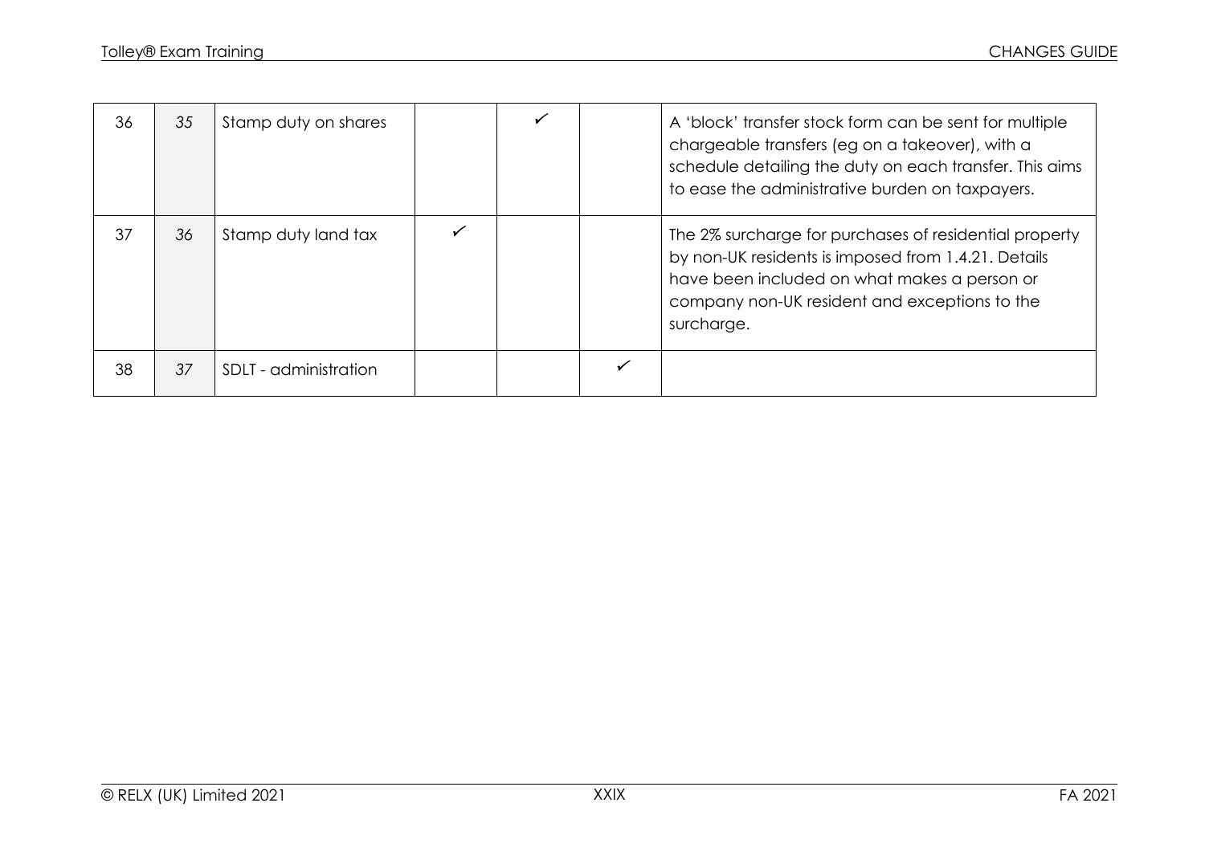| | | | | | | |
|---|---|---|---|---|---|---|
| 36 | 35 | Stamp duty on shares | | ✓ | | A 'block' transfer stock form can be sent for multiple chargeable transfers (eg on a takeover), with a schedule detailing the duty on each transfer. This aims to ease the administrative burden on taxpayers. |
| 37 | 36 | Stamp duty land tax | ✓ | | | The 2% surcharge for purchases of residential property by non-UK residents is imposed from 1.4.21. Details have been included on what makes a person or company non-UK resident and exceptions to the surcharge. |
| 38 | 37 | SDLT - administration | | | ✓ | |